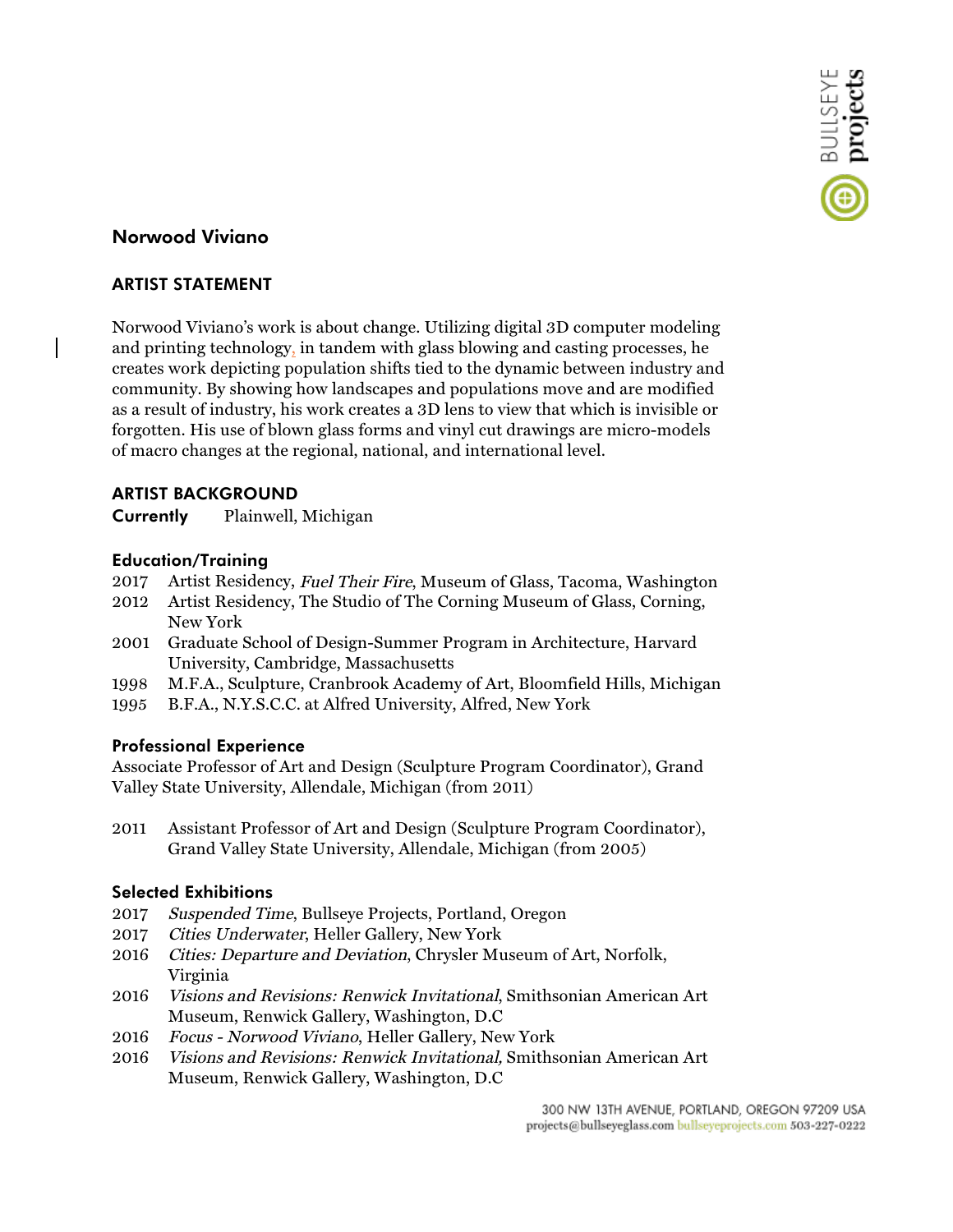## Norwood Viviano

### ARTIST STATEMENT

Norwood Viviano's work is about change. Utilizing digital 3D computer modeling and printing technology, in tandem with glass blowing and casting processes, he creates work depicting population shifts tied to the dynamic between industry and community. By showing how landscapes and populations move and are modified as a result of industry, his work creates a 3D lens to view that which is invisible or forgotten. His use of blown glass forms and vinyl cut drawings are micro-models of macro changes at the regional, national, and international level.

### ARTIST BACKGROUND

**Currently** Plainwell, Michigan

#### Education/Training

- 2017 Artist Residency, *Fuel Their Fire*, Museum of Glass, Tacoma, Washington
- 2012 Artist Residency, The Studio of The Corning Museum of Glass, Corning, New York
- 2001 Graduate School of Design-Summer Program in Architecture, Harvard University, Cambridge, Massachusetts
- 1998 M.F.A., Sculpture, Cranbrook Academy of Art, Bloomfield Hills, Michigan
- 1995 B.F.A., N.Y.S.C.C. at Alfred University, Alfred, New York

#### Professional Experience

Associate Professor of Art and Design (Sculpture Program Coordinator), Grand Valley State University, Allendale, Michigan (from 2011)

- 2011 Assistant Professor of Art and Design (Sculpture Program Coordinator), Grand Valley State University, Allendale, Michigan (from 2005)

#### Selected Exhibitions

- 2017 *Suspended Time*, Bullseye Projects, Portland, Oregon
- 2017 *Cities Underwater*, Heller Gallery, New York
- 2016 *Cities: Departure and Deviation*, Chrysler Museum of Art, Norfolk, Virginia
- 2016 *Visions and Revisions: Renwick Invitational*, Smithsonian American Art Museum, Renwick Gallery, Washington, D.C
- 2016 *Focus - Norwood Viviano*, Heller Gallery, New York
- 2016 *Visions and Revisions: Renwick Invitational,* Smithsonian American Art Museum, Renwick Gallery, Washington, D.C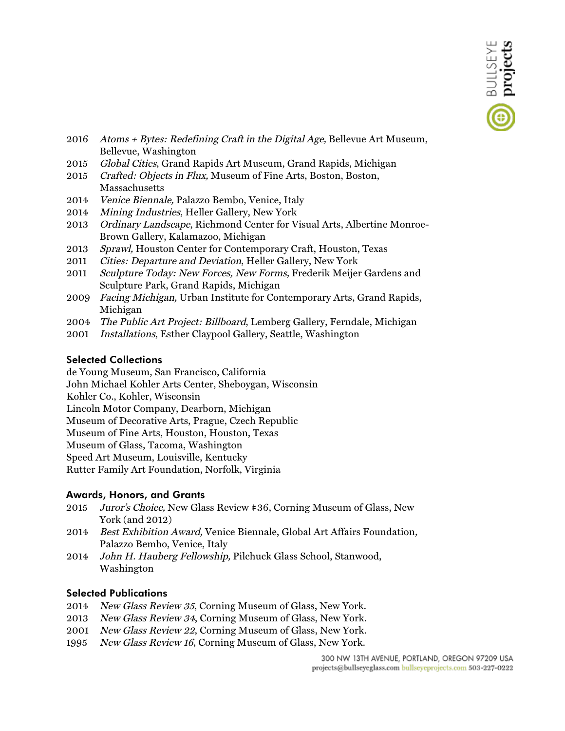2016 *Atoms + Bytes: Redefining Craft in the Digital Age,* Bellevue Art Museum, Bellevue, Washington
2015 *Global Cities*, Grand Rapids Art Museum, Grand Rapids, Michigan
2015 *Crafted: Objects in Flux,* Museum of Fine Arts, Boston, Boston, Massachusetts
2014 *Venice Biennale,* Palazzo Bembo, Venice, Italy
2014 *Mining Industries*, Heller Gallery, New York
2013 *Ordinary Landscape*, Richmond Center for Visual Arts, Albertine Monroe-Brown Gallery, Kalamazoo, Michigan
2013 *Sprawl,* Houston Center for Contemporary Craft, Houston, Texas
2011 *Cities: Departure and Deviation*, Heller Gallery, New York
2011 *Sculpture Today: New Forces, New Forms,* Frederik Meijer Gardens and Sculpture Park, Grand Rapids, Michigan
2009 *Facing Michigan,* Urban Institute for Contemporary Arts, Grand Rapids, Michigan
2004 *The Public Art Project: Billboard*, Lemberg Gallery, Ferndale, Michigan
2001 *Installations*, Esther Claypool Gallery, Seattle, Washington

### Selected Collections

de Young Museum, San Francisco, California
John Michael Kohler Arts Center, Sheboygan, Wisconsin
Kohler Co., Kohler, Wisconsin
Lincoln Motor Company, Dearborn, Michigan
Museum of Decorative Arts, Prague, Czech Republic
Museum of Fine Arts, Houston, Houston, Texas
Museum of Glass, Tacoma, Washington
Speed Art Museum, Louisville, Kentucky
Rutter Family Art Foundation, Norfolk, Virginia

### Awards, Honors, and Grants

2015 *Juror's Choice,* New Glass Review #36, Corning Museum of Glass, New York (and 2012)
2014 *Best Exhibition Award,* Venice Biennale, Global Art Affairs Foundation*,* Palazzo Bembo, Venice, Italy
2014 *John H. Hauberg Fellowship,* Pilchuck Glass School, Stanwood, Washington

### Selected Publications

2014 *New Glass Review 35*, Corning Museum of Glass, New York.
2013 *New Glass Review 34*, Corning Museum of Glass, New York.
2001 *New Glass Review 22*, Corning Museum of Glass, New York.
1995 *New Glass Review 16*, Corning Museum of Glass, New York.